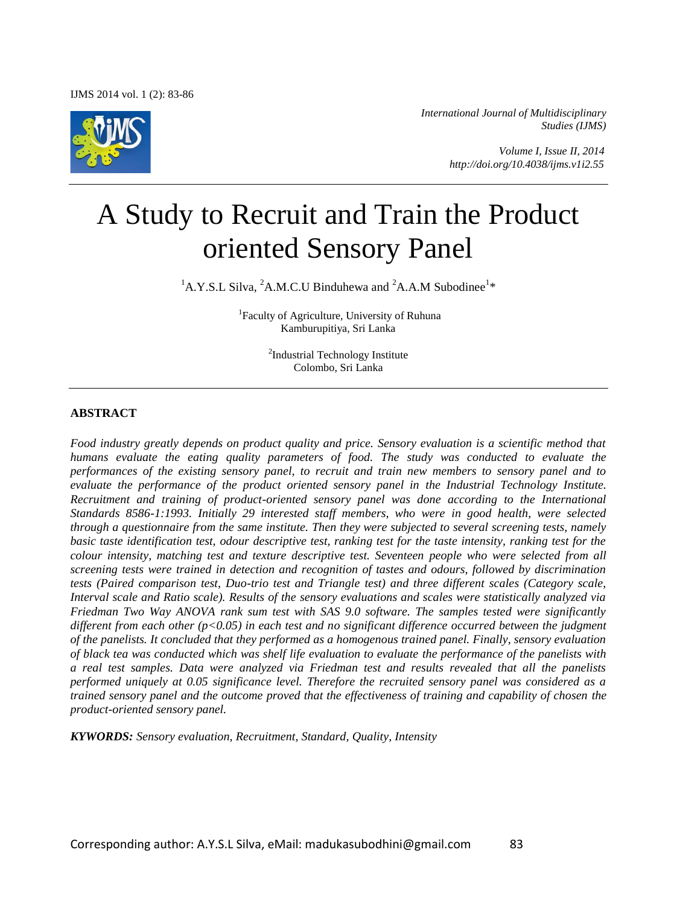# A Study to Recruit and Train the Product oriented Sensory Panel

[1]A.Y.S.L Silva, [2]A.M.C.U Binduhewa and [2]A.A.M Subodinee[1]*

[1]Faculty of Agriculture, University of Ruhuna
Kamburupitiya, Sri Lanka

[2]Industrial Technology Institute
Colombo, Sri Lanka

## ABSTRACT

*Food industry greatly depends on product quality and price. Sensory evaluation is a scientific method that humans evaluate the eating quality parameters of food. The study was conducted to evaluate the performances of the existing sensory panel, to recruit and train new members to sensory panel and to evaluate the performance of the product oriented sensory panel in the Industrial Technology Institute. Recruitment and training of product-oriented sensory panel was done according to the International Standards 8586-1:1993. Initially 29 interested staff members, who were in good health, were selected through a questionnaire from the same institute. Then they were subjected to several screening tests, namely basic taste identification test, odour descriptive test, ranking test for the taste intensity, ranking test for the colour intensity, matching test and texture descriptive test. Seventeen people who were selected from all screening tests were trained in detection and recognition of tastes and odours, followed by discrimination tests (Paired comparison test, Duo-trio test and Triangle test) and three different scales (Category scale, Interval scale and Ratio scale). Results of the sensory evaluations and scales were statistically analyzed via Friedman Two Way ANOVA rank sum test with SAS 9.0 software. The samples tested were significantly different from each other ($p<0.05$) in each test and no significant difference occurred between the judgment of the panelists. It concluded that they performed as a homogenous trained panel. Finally, sensory evaluation of black tea was conducted which was shelf life evaluation to evaluate the performance of the panelists with a real test samples. Data were analyzed via Friedman test and results revealed that all the panelists performed uniquely at 0.05 significance level. Therefore the recruited sensory panel was considered as a trained sensory panel and the outcome proved that the effectiveness of training and capability of chosen the product-oriented sensory panel.*

***KYWORDS:*** *Sensory evaluation, Recruitment, Standard, Quality, Intensity*

Corresponding author: A.Y.S.L Silva, eMail: madukasubodhini@gmail.com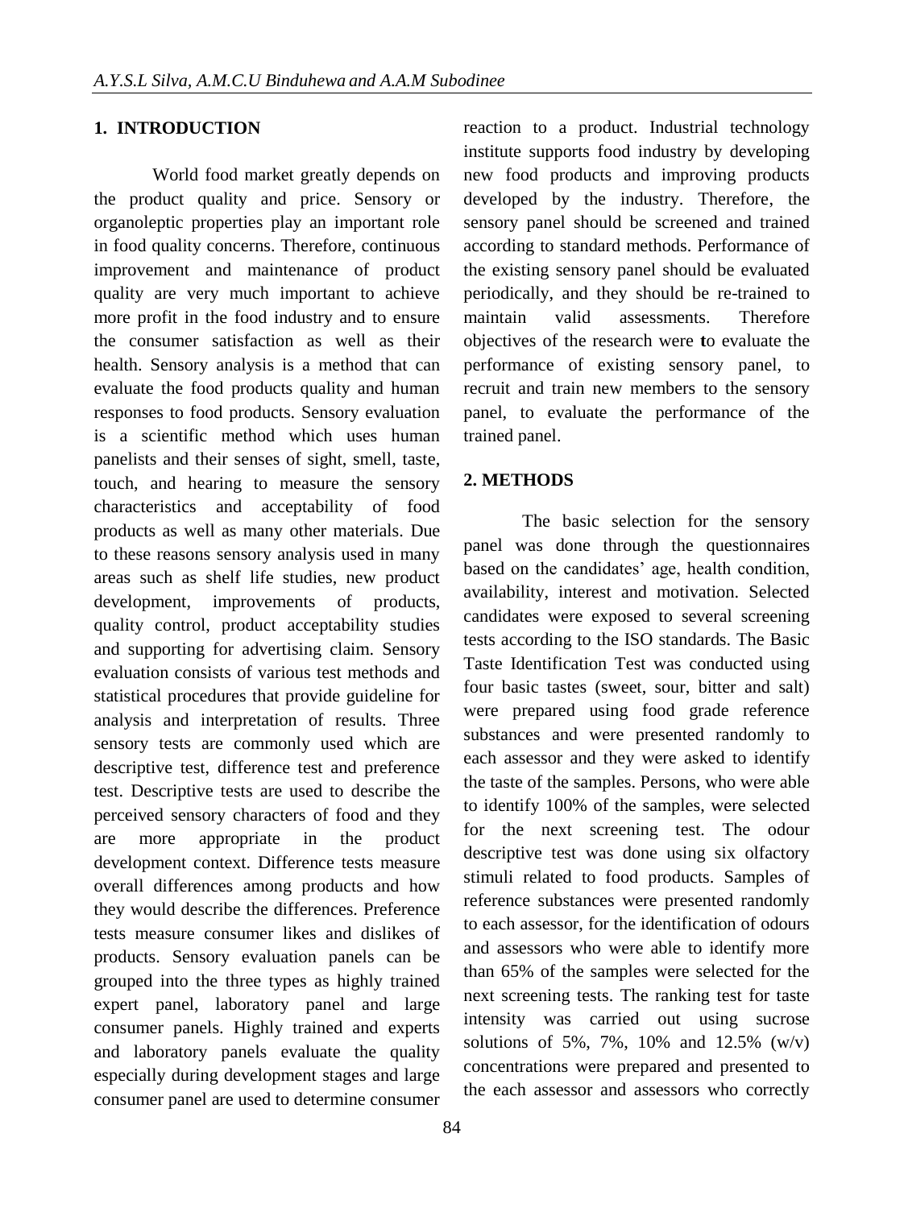## 1. INTRODUCTION

World food market greatly depends on the product quality and price. Sensory or organoleptic properties play an important role in food quality concerns. Therefore, continuous improvement and maintenance of product quality are very much important to achieve more profit in the food industry and to ensure the consumer satisfaction as well as their health. Sensory analysis is a method that can evaluate the food products quality and human responses to food products. Sensory evaluation is a scientific method which uses human panelists and their senses of sight, smell, taste, touch, and hearing to measure the sensory characteristics and acceptability of food products as well as many other materials. Due to these reasons sensory analysis used in many areas such as shelf life studies, new product development, improvements of products, quality control, product acceptability studies and supporting for advertising claim. Sensory evaluation consists of various test methods and statistical procedures that provide guideline for analysis and interpretation of results. Three sensory tests are commonly used which are descriptive test, difference test and preference test. Descriptive tests are used to describe the perceived sensory characters of food and they are more appropriate in the product development context. Difference tests measure overall differences among products and how they would describe the differences. Preference tests measure consumer likes and dislikes of products. Sensory evaluation panels can be grouped into the three types as highly trained expert panel, laboratory panel and large consumer panels. Highly trained and experts and laboratory panels evaluate the quality especially during development stages and large consumer panel are used to determine consumer reaction to a product. Industrial technology institute supports food industry by developing new food products and improving products developed by the industry. Therefore, the sensory panel should be screened and trained according to standard methods. Performance of the existing sensory panel should be evaluated periodically, and they should be re-trained to maintain valid assessments. Therefore objectives of the research were **t**o evaluate the performance of existing sensory panel, to recruit and train new members to the sensory panel, to evaluate the performance of the trained panel.

## 2. METHODS

The basic selection for the sensory panel was done through the questionnaires based on the candidates' age, health condition, availability, interest and motivation. Selected candidates were exposed to several screening tests according to the ISO standards. The Basic Taste Identification Test was conducted using four basic tastes (sweet, sour, bitter and salt) were prepared using food grade reference substances and were presented randomly to each assessor and they were asked to identify the taste of the samples. Persons, who were able to identify 100% of the samples, were selected for the next screening test. The odour descriptive test was done using six olfactory stimuli related to food products. Samples of reference substances were presented randomly to each assessor, for the identification of odours and assessors who were able to identify more than 65% of the samples were selected for the next screening tests. The ranking test for taste intensity was carried out using sucrose solutions of 5%, 7%, 10% and 12.5% (w/v) concentrations were prepared and presented to the each assessor and assessors who correctly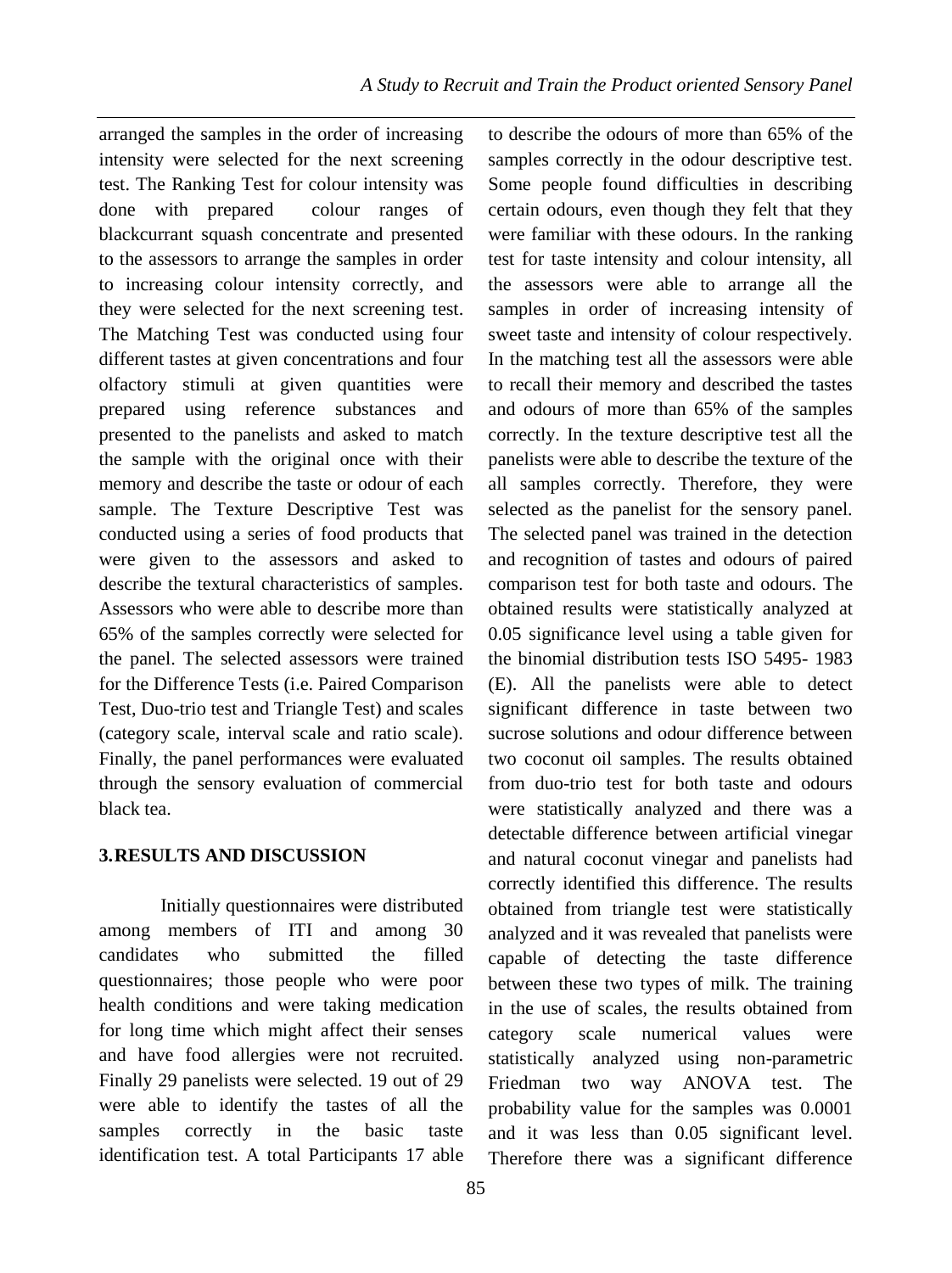arranged the samples in the order of increasing intensity were selected for the next screening test. The Ranking Test for colour intensity was done with prepared colour ranges of blackcurrant squash concentrate and presented to the assessors to arrange the samples in order to increasing colour intensity correctly, and they were selected for the next screening test. The Matching Test was conducted using four different tastes at given concentrations and four olfactory stimuli at given quantities were prepared using reference substances and presented to the panelists and asked to match the sample with the original once with their memory and describe the taste or odour of each sample. The Texture Descriptive Test was conducted using a series of food products that were given to the assessors and asked to describe the textural characteristics of samples. Assessors who were able to describe more than 65% of the samples correctly were selected for the panel. The selected assessors were trained for the Difference Tests (i.e. Paired Comparison Test, Duo-trio test and Triangle Test) and scales (category scale, interval scale and ratio scale). Finally, the panel performances were evaluated through the sensory evaluation of commercial black tea.

## 3. RESULTS AND DISCUSSION

Initially questionnaires were distributed among members of ITI and among 30 candidates who submitted the filled questionnaires; those people who were poor health conditions and were taking medication for long time which might affect their senses and have food allergies were not recruited. Finally 29 panelists were selected. 19 out of 29 were able to identify the tastes of all the samples correctly in the basic taste identification test. A total Participants 17 able to describe the odours of more than 65% of the samples correctly in the odour descriptive test. Some people found difficulties in describing certain odours, even though they felt that they were familiar with these odours. In the ranking test for taste intensity and colour intensity, all the assessors were able to arrange all the samples in order of increasing intensity of sweet taste and intensity of colour respectively. In the matching test all the assessors were able to recall their memory and described the tastes and odours of more than 65% of the samples correctly. In the texture descriptive test all the panelists were able to describe the texture of the all samples correctly. Therefore, they were selected as the panelist for the sensory panel. The selected panel was trained in the detection and recognition of tastes and odours of paired comparison test for both taste and odours. The obtained results were statistically analyzed at 0.05 significance level using a table given for the binomial distribution tests ISO 5495- 1983 (E). All the panelists were able to detect significant difference in taste between two sucrose solutions and odour difference between two coconut oil samples. The results obtained from duo-trio test for both taste and odours were statistically analyzed and there was a detectable difference between artificial vinegar and natural coconut vinegar and panelists had correctly identified this difference. The results obtained from triangle test were statistically analyzed and it was revealed that panelists were capable of detecting the taste difference between these two types of milk. The training in the use of scales, the results obtained from category scale numerical values were statistically analyzed using non-parametric Friedman two way ANOVA test. The probability value for the samples was 0.0001 and it was less than 0.05 significant level. Therefore there was a significant difference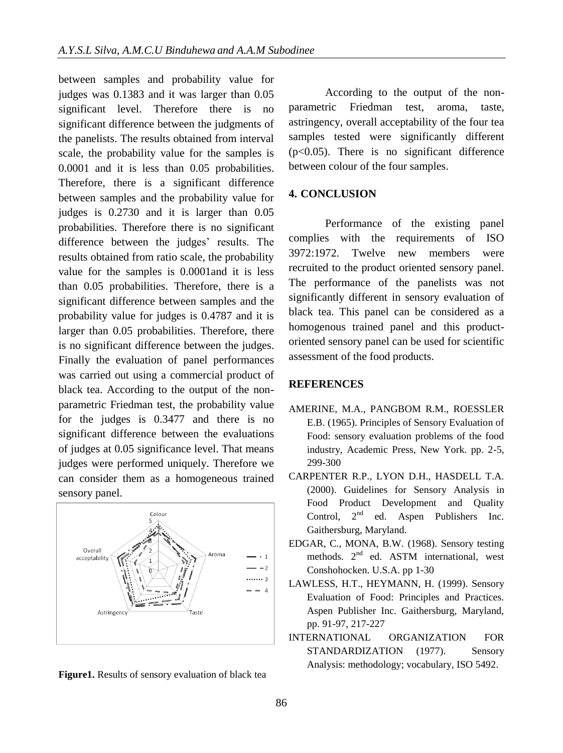between samples and probability value for judges was 0.1383 and it was larger than 0.05 significant level. Therefore there is no significant difference between the judgments of the panelists. The results obtained from interval scale, the probability value for the samples is 0.0001 and it is less than 0.05 probabilities. Therefore, there is a significant difference between samples and the probability value for judges is 0.2730 and it is larger than 0.05 probabilities. Therefore there is no significant difference between the judges' results. The results obtained from ratio scale, the probability value for the samples is 0.0001and it is less than 0.05 probabilities. Therefore, there is a significant difference between samples and the probability value for judges is 0.4787 and it is larger than 0.05 probabilities. Therefore, there is no significant difference between the judges. Finally the evaluation of panel performances was carried out using a commercial product of black tea. According to the output of the non-parametric Friedman test, the probability value for the judges is 0.3477 and there is no significant difference between the evaluations of judges at 0.05 significance level. That means judges were performed uniquely. Therefore we can consider them as a homogeneous trained sensory panel.

Colour
5
4
3
2
1
0
Aroma
Taste
Astringency
Overall acceptability
1
2
3
4

**Figure1.** Results of sensory evaluation of black tea

According to the output of the non-parametric Friedman test, aroma, taste, astringency, overall acceptability of the four tea samples tested were significantly different ($p<0.05$). There is no significant difference between colour of the four samples.

## 4. CONCLUSION

Performance of the existing panel complies with the requirements of ISO 3972:1972. Twelve new members were recruited to the product oriented sensory panel. The performance of the panelists was not significantly different in sensory evaluation of black tea. This panel can be considered as a homogenous trained panel and this product-oriented sensory panel can be used for scientific assessment of the food products.

## REFERENCES

AMERINE, M.A., PANGBOM R.M., ROESSLER E.B. (1965). Principles of Sensory Evaluation of Food: sensory evaluation problems of the food industry, Academic Press, New York. pp. 2-5, 299-300

CARPENTER R.P., LYON D.H., HASDELL T.A. (2000). Guidelines for Sensory Analysis in Food Product Development and Quality Control, 2nd ed. Aspen Publishers Inc. Gaithersburg, Maryland.

EDGAR, C., MONA, B.W. (1968). Sensory testing methods. 2nd ed. ASTM international, west Conshohocken. U.S.A. pp 1-30

LAWLESS, H.T., HEYMANN, H. (1999). Sensory Evaluation of Food: Principles and Practices. Aspen Publisher Inc. Gaithersburg, Maryland, pp. 91-97, 217-227

INTERNATIONAL ORGANIZATION FOR STANDARDIZATION (1977). Sensory Analysis: methodology; vocabulary, ISO 5492.